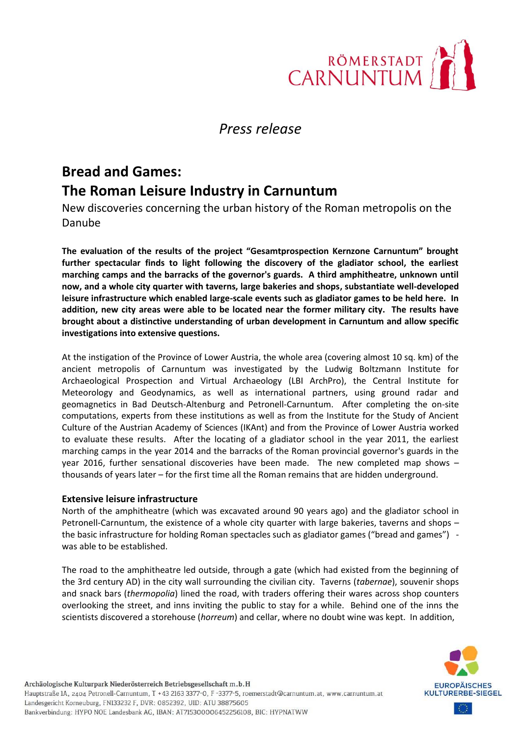*Press release*

# Bread and Games: The Roman Leisure Industry in Carnuntum

New discoveries concerning the urban history of the Roman metropolis on the Danube

**The evaluation of the results of the project "Gesamtprospection Kernzone Carnuntum" brought further spectacular finds to light following the discovery of the gladiator school, the earliest marching camps and the barracks of the governor's guards. A third amphitheatre, unknown until now, and a whole city quarter with taverns, large bakeries and shops, substantiate well-developed leisure infrastructure which enabled large-scale events such as gladiator games to be held here. In addition, new city areas were able to be located near the former military city. The results have brought about a distinctive understanding of urban development in Carnuntum and allow specific investigations into extensive questions.**

At the instigation of the Province of Lower Austria, the whole area (covering almost 10 sq. km) of the ancient metropolis of Carnuntum was investigated by the Ludwig Boltzmann Institute for Archaeological Prospection and Virtual Archaeology (LBI ArchPro), the Central Institute for Meteorology and Geodynamics, as well as international partners, using ground radar and geomagnetics in Bad Deutsch-Altenburg and Petronell-Carnuntum. After completing the on-site computations, experts from these institutions as well as from the Institute for the Study of Ancient Culture of the Austrian Academy of Sciences (IKAnt) and from the Province of Lower Austria worked to evaluate these results. After the locating of a gladiator school in the year 2011, the earliest marching camps in the year 2014 and the barracks of the Roman provincial governor's guards in the year 2016, further sensational discoveries have been made. The new completed map shows – thousands of years later – for the first time all the Roman remains that are hidden underground.

## Extensive leisure infrastructure

North of the amphitheatre (which was excavated around 90 years ago) and the gladiator school in Petronell-Carnuntum, the existence of a whole city quarter with large bakeries, taverns and shops – the basic infrastructure for holding Roman spectacles such as gladiator games ("bread and games") - was able to be established.

The road to the amphitheatre led outside, through a gate (which had existed from the beginning of the 3rd century AD) in the city wall surrounding the civilian city. Taverns (*tabernae*), souvenir shops and snack bars (*thermopolia*) lined the road, with traders offering their wares across shop counters overlooking the street, and inns inviting the public to stay for a while. Behind one of the inns the scientists discovered a storehouse (*horreum*) and cellar, where no doubt wine was kept. In addition,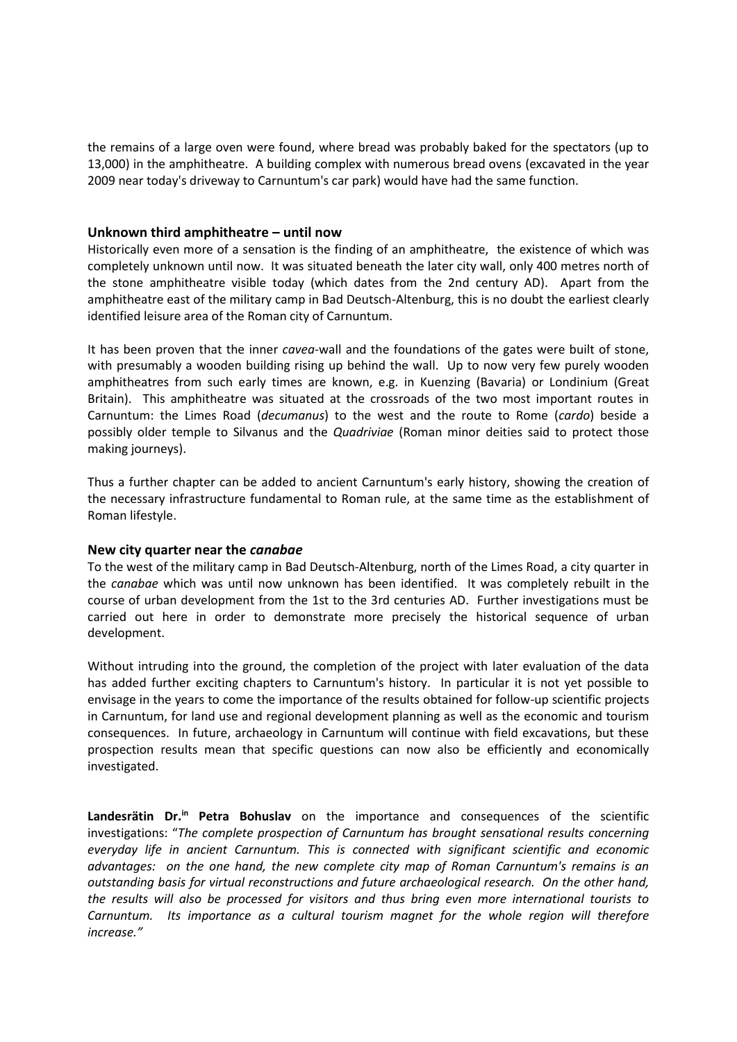the remains of a large oven were found, where bread was probably baked for the spectators (up to 13,000) in the amphitheatre. A building complex with numerous bread ovens (excavated in the year 2009 near today's driveway to Carnuntum's car park) would have had the same function.

### Unknown third amphitheatre – until now

Historically even more of a sensation is the finding of an amphitheatre, the existence of which was completely unknown until now. It was situated beneath the later city wall, only 400 metres north of the stone amphitheatre visible today (which dates from the 2nd century AD). Apart from the amphitheatre east of the military camp in Bad Deutsch-Altenburg, this is no doubt the earliest clearly identified leisure area of the Roman city of Carnuntum.

It has been proven that the inner *cavea*-wall and the foundations of the gates were built of stone, with presumably a wooden building rising up behind the wall. Up to now very few purely wooden amphitheatres from such early times are known, e.g. in Kuenzing (Bavaria) or Londinium (Great Britain). This amphitheatre was situated at the crossroads of the two most important routes in Carnuntum: the Limes Road (*decumanus*) to the west and the route to Rome (*cardo*) beside a possibly older temple to Silvanus and the *Quadriviae* (Roman minor deities said to protect those making journeys).

Thus a further chapter can be added to ancient Carnuntum's early history, showing the creation of the necessary infrastructure fundamental to Roman rule, at the same time as the establishment of Roman lifestyle.

### New city quarter near the *canabae*

To the west of the military camp in Bad Deutsch-Altenburg, north of the Limes Road, a city quarter in the *canabae* which was until now unknown has been identified. It was completely rebuilt in the course of urban development from the 1st to the 3rd centuries AD. Further investigations must be carried out here in order to demonstrate more precisely the historical sequence of urban development.

Without intruding into the ground, the completion of the project with later evaluation of the data has added further exciting chapters to Carnuntum's history. In particular it is not yet possible to envisage in the years to come the importance of the results obtained for follow-up scientific projects in Carnuntum, for land use and regional development planning as well as the economic and tourism consequences. In future, archaeology in Carnuntum will continue with field excavations, but these prospection results mean that specific questions can now also be efficiently and economically investigated.

**Landesrätin Dr.in Petra Bohuslav** on the importance and consequences of the scientific investigations: "*The complete prospection of Carnuntum has brought sensational results concerning everyday life in ancient Carnuntum. This is connected with significant scientific and economic advantages: on the one hand, the new complete city map of Roman Carnuntum's remains is an outstanding basis for virtual reconstructions and future archaeological research. On the other hand, the results will also be processed for visitors and thus bring even more international tourists to Carnuntum. Its importance as a cultural tourism magnet for the whole region will therefore increase.*"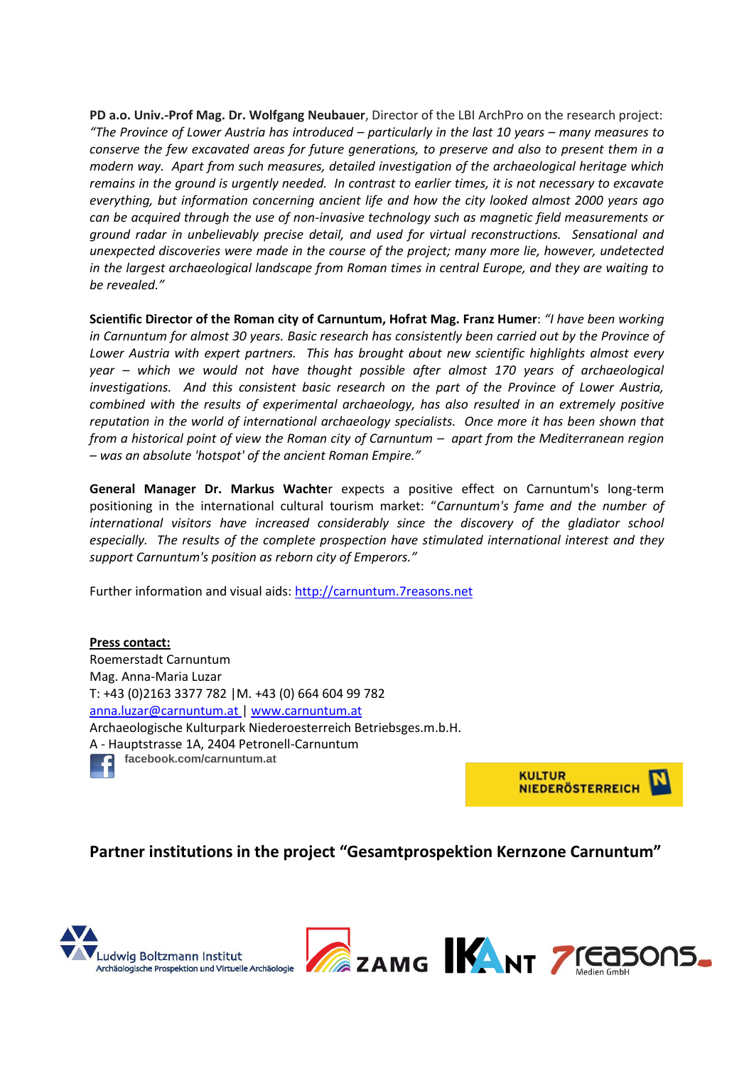**PD a.o. Univ.-Prof Mag. Dr. Wolfgang Neubauer**, Director of the LBI ArchPro on the research project: *"The Province of Lower Austria has introduced – particularly in the last 10 years – many measures to conserve the few excavated areas for future generations, to preserve and also to present them in a modern way. Apart from such measures, detailed investigation of the archaeological heritage which remains in the ground is urgently needed. In contrast to earlier times, it is not necessary to excavate everything, but information concerning ancient life and how the city looked almost 2000 years ago can be acquired through the use of non-invasive technology such as magnetic field measurements or ground radar in unbelievably precise detail, and used for virtual reconstructions. Sensational and unexpected discoveries were made in the course of the project; many more lie, however, undetected in the largest archaeological landscape from Roman times in central Europe, and they are waiting to be revealed."*

**Scientific Director of the Roman city of Carnuntum, Hofrat Mag. Franz Humer**: *"I have been working in Carnuntum for almost 30 years. Basic research has consistently been carried out by the Province of Lower Austria with expert partners. This has brought about new scientific highlights almost every year – which we would not have thought possible after almost 170 years of archaeological investigations. And this consistent basic research on the part of the Province of Lower Austria, combined with the results of experimental archaeology, has also resulted in an extremely positive reputation in the world of international archaeology specialists. Once more it has been shown that from a historical point of view the Roman city of Carnuntum – apart from the Mediterranean region – was an absolute 'hotspot' of the ancient Roman Empire."*

**General Manager Dr. Markus Wachte**r expects a positive effect on Carnuntum's long-term positioning in the international cultural tourism market: "*Carnuntum's fame and the number of international visitors have increased considerably since the discovery of the gladiator school especially. The results of the complete prospection have stimulated international interest and they support Carnuntum's position as reborn city of Emperors."*

Further information and visual aids: http://carnuntum.7reasons.net

**Press contact:**
Roemerstadt Carnuntum
Mag. Anna-Maria Luzar
T: +43 (0)2163 3377 782 |M. +43 (0) 664 604 99 782
anna.luzar@carnuntum.at | www.carnuntum.at
Archaeologische Kulturpark Niederoesterreich Betriebsges.m.b.H.
A - Hauptstrasse 1A, 2404 Petronell-Carnuntum
facebook.com/carnuntum.at

KULTUR NIEDERÖSTERREICH

## Partner institutions in the project "Gesamtprospektion Kernzone Carnuntum"

Ludwig Boltzmann Institut Archäologische Prospektion und Virtuelle Archäologie

ZAMG

IKANT

7reasons Medien GmbH